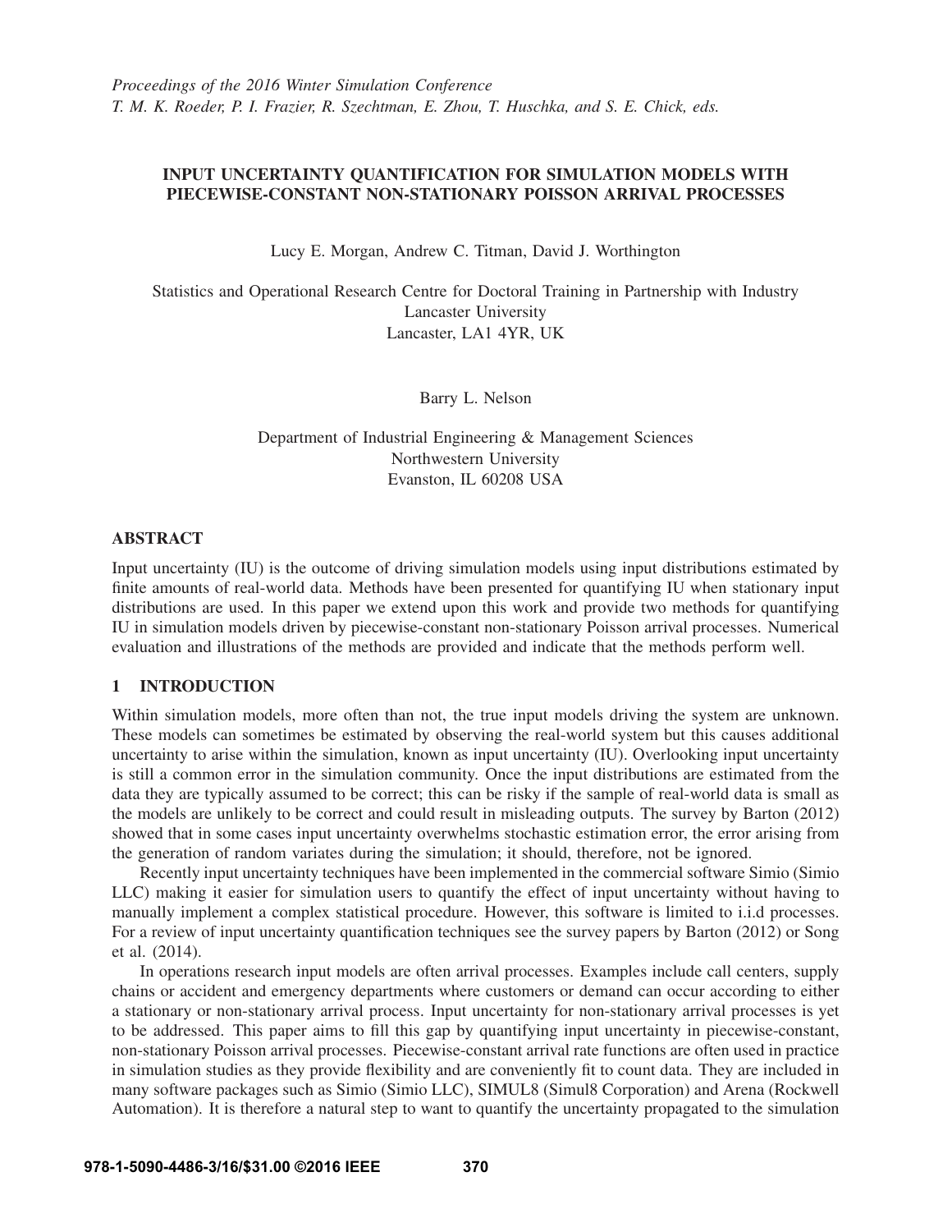*Proceedings of the 2016 Winter Simulation Conference*
*T. M. K. Roeder, P. I. Frazier, R. Szechtman, E. Zhou, T. Huschka, and S. E. Chick, eds.*

# INPUT UNCERTAINTY QUANTIFICATION FOR SIMULATION MODELS WITH PIECEWISE-CONSTANT NON-STATIONARY POISSON ARRIVAL PROCESSES

Lucy E. Morgan, Andrew C. Titman, David J. Worthington

Statistics and Operational Research Centre for Doctoral Training in Partnership with Industry
Lancaster University
Lancaster, LA1 4YR, UK

Barry L. Nelson

Department of Industrial Engineering & Management Sciences
Northwestern University
Evanston, IL 60208 USA

## ABSTRACT

Input uncertainty (IU) is the outcome of driving simulation models using input distributions estimated by finite amounts of real-world data. Methods have been presented for quantifying IU when stationary input distributions are used. In this paper we extend upon this work and provide two methods for quantifying IU in simulation models driven by piecewise-constant non-stationary Poisson arrival processes. Numerical evaluation and illustrations of the methods are provided and indicate that the methods perform well.

## 1 INTRODUCTION

Within simulation models, more often than not, the true input models driving the system are unknown. These models can sometimes be estimated by observing the real-world system but this causes additional uncertainty to arise within the simulation, known as input uncertainty (IU). Overlooking input uncertainty is still a common error in the simulation community. Once the input distributions are estimated from the data they are typically assumed to be correct; this can be risky if the sample of real-world data is small as the models are unlikely to be correct and could result in misleading outputs. The survey by Barton (2012) showed that in some cases input uncertainty overwhelms stochastic estimation error, the error arising from the generation of random variates during the simulation; it should, therefore, not be ignored.

Recently input uncertainty techniques have been implemented in the commercial software Simio (Simio LLC) making it easier for simulation users to quantify the effect of input uncertainty without having to manually implement a complex statistical procedure. However, this software is limited to i.i.d processes. For a review of input uncertainty quantification techniques see the survey papers by Barton (2012) or Song et al. (2014).

In operations research input models are often arrival processes. Examples include call centers, supply chains or accident and emergency departments where customers or demand can occur according to either a stationary or non-stationary arrival process. Input uncertainty for non-stationary arrival processes is yet to be addressed. This paper aims to fill this gap by quantifying input uncertainty in piecewise-constant, non-stationary Poisson arrival processes. Piecewise-constant arrival rate functions are often used in practice in simulation studies as they provide flexibility and are conveniently fit to count data. They are included in many software packages such as Simio (Simio LLC), SIMUL8 (Simul8 Corporation) and Arena (Rockwell Automation). It is therefore a natural step to want to quantify the uncertainty propagated to the simulation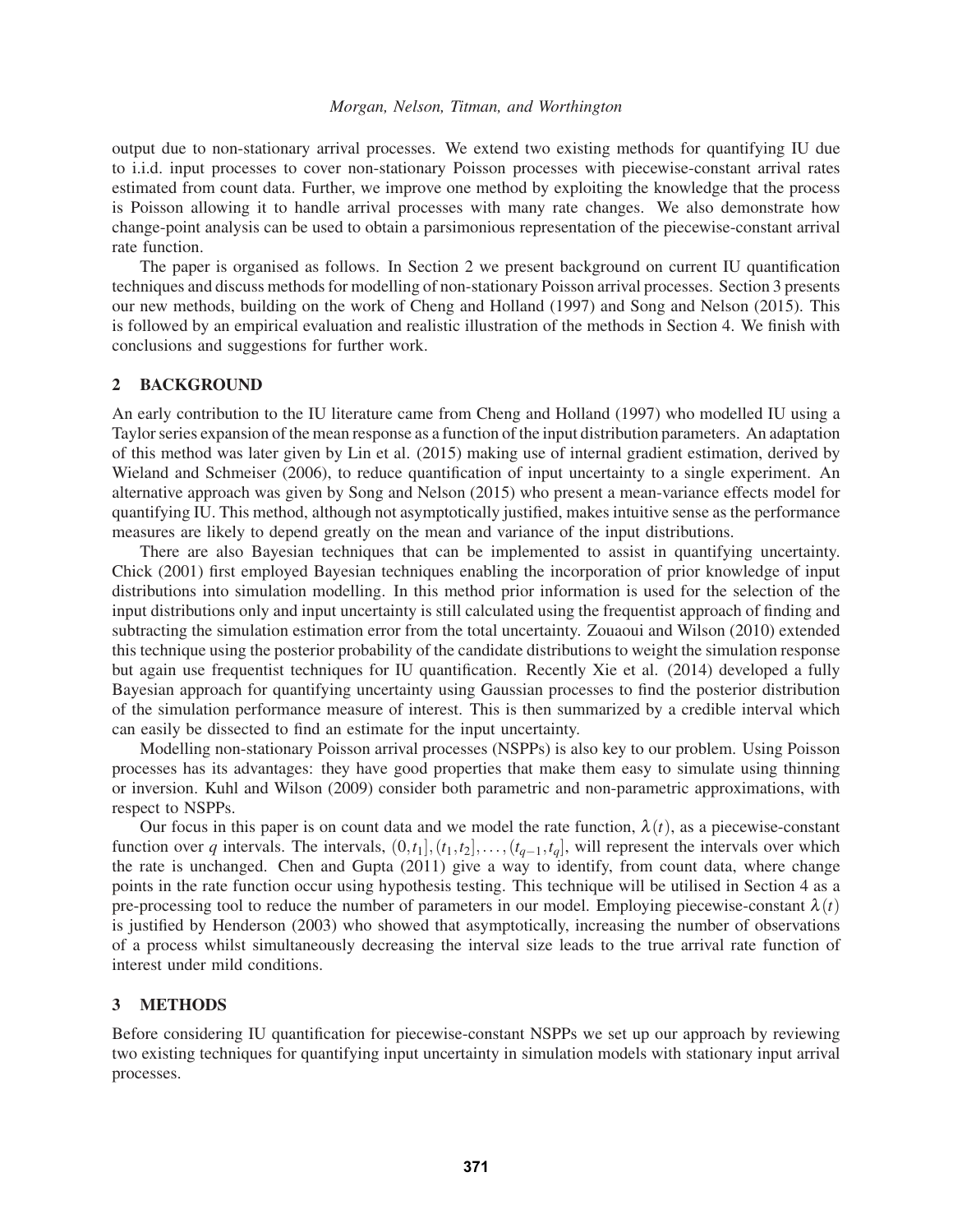output due to non-stationary arrival processes. We extend two existing methods for quantifying IU due to i.i.d. input processes to cover non-stationary Poisson processes with piecewise-constant arrival rates estimated from count data. Further, we improve one method by exploiting the knowledge that the process is Poisson allowing it to handle arrival processes with many rate changes. We also demonstrate how change-point analysis can be used to obtain a parsimonious representation of the piecewise-constant arrival rate function.

The paper is organised as follows. In Section 2 we present background on current IU quantification techniques and discuss methods for modelling of non-stationary Poisson arrival processes. Section 3 presents our new methods, building on the work of Cheng and Holland (1997) and Song and Nelson (2015). This is followed by an empirical evaluation and realistic illustration of the methods in Section 4. We finish with conclusions and suggestions for further work.

## 2 BACKGROUND

An early contribution to the IU literature came from Cheng and Holland (1997) who modelled IU using a Taylor series expansion of the mean response as a function of the input distribution parameters. An adaptation of this method was later given by Lin et al. (2015) making use of internal gradient estimation, derived by Wieland and Schmeiser (2006), to reduce quantification of input uncertainty to a single experiment. An alternative approach was given by Song and Nelson (2015) who present a mean-variance effects model for quantifying IU. This method, although not asymptotically justified, makes intuitive sense as the performance measures are likely to depend greatly on the mean and variance of the input distributions.

There are also Bayesian techniques that can be implemented to assist in quantifying uncertainty. Chick (2001) first employed Bayesian techniques enabling the incorporation of prior knowledge of input distributions into simulation modelling. In this method prior information is used for the selection of the input distributions only and input uncertainty is still calculated using the frequentist approach of finding and subtracting the simulation estimation error from the total uncertainty. Zouaoui and Wilson (2010) extended this technique using the posterior probability of the candidate distributions to weight the simulation response but again use frequentist techniques for IU quantification. Recently Xie et al. (2014) developed a fully Bayesian approach for quantifying uncertainty using Gaussian processes to find the posterior distribution of the simulation performance measure of interest. This is then summarized by a credible interval which can easily be dissected to find an estimate for the input uncertainty.

Modelling non-stationary Poisson arrival processes (NSPPs) is also key to our problem. Using Poisson processes has its advantages: they have good properties that make them easy to simulate using thinning or inversion. Kuhl and Wilson (2009) consider both parametric and non-parametric approximations, with respect to NSPPs.

Our focus in this paper is on count data and we model the rate function, $\lambda(t)$, as a piecewise-constant function over $q$ intervals. The intervals, $(0,t_1], (t_1,t_2], \ldots, (t_{q-1},t_q]$, will represent the intervals over which the rate is unchanged. Chen and Gupta (2011) give a way to identify, from count data, where change points in the rate function occur using hypothesis testing. This technique will be utilised in Section 4 as a pre-processing tool to reduce the number of parameters in our model. Employing piecewise-constant $\lambda(t)$ is justified by Henderson (2003) who showed that asymptotically, increasing the number of observations of a process whilst simultaneously decreasing the interval size leads to the true arrival rate function of interest under mild conditions.

## 3 METHODS

Before considering IU quantification for piecewise-constant NSPPs we set up our approach by reviewing two existing techniques for quantifying input uncertainty in simulation models with stationary input arrival processes.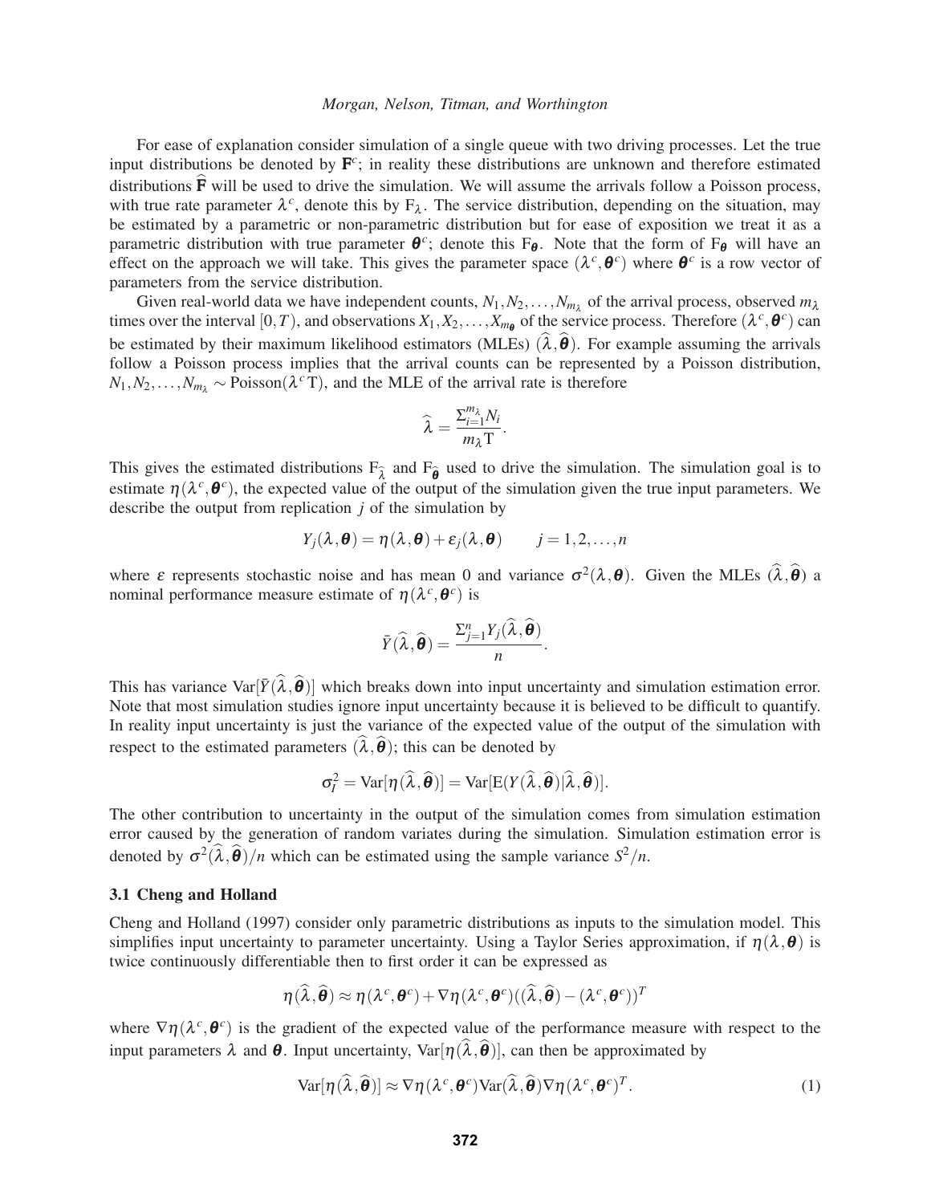For ease of explanation consider simulation of a single queue with two driving processes. Let the true input distributions be denoted by $\mathbf{F}^c$; in reality these distributions are unknown and therefore estimated distributions $\widehat{\mathbf{F}}$ will be used to drive the simulation. We will assume the arrivals follow a Poisson process, with true rate parameter $\lambda^c$, denote this by $\mathrm{F}_\lambda$. The service distribution, depending on the situation, may be estimated by a parametric or non-parametric distribution but for ease of exposition we treat it as a parametric distribution with true parameter $\boldsymbol{\theta}^c$; denote this $\mathrm{F}_{\boldsymbol{\theta}}$. Note that the form of $\mathrm{F}_{\boldsymbol{\theta}}$ will have an effect on the approach we will take. This gives the parameter space $(\lambda^c, \boldsymbol{\theta}^c)$ where $\boldsymbol{\theta}^c$ is a row vector of parameters from the service distribution.

Given real-world data we have independent counts, $N_1, N_2, \ldots, N_{m_\lambda}$ of the arrival process, observed $m_\lambda$ times over the interval $[0,T)$, and observations $X_1, X_2, \ldots, X_{m_{\boldsymbol{\theta}}}$ of the service process. Therefore $(\lambda^c, \boldsymbol{\theta}^c)$ can be estimated by their maximum likelihood estimators (MLEs) $(\widehat{\lambda}, \widehat{\boldsymbol{\theta}})$. For example assuming the arrivals follow a Poisson process implies that the arrival counts can be represented by a Poisson distribution, $N_1, N_2, \ldots, N_{m_\lambda} \sim \mathrm{Poisson}(\lambda^c \mathrm{T})$, and the MLE of the arrival rate is therefore

$$\widehat{\lambda} = \frac{\Sigma_{i=1}^{m_\lambda} N_i}{m_\lambda \mathrm{T}}.$$

This gives the estimated distributions $\mathrm{F}_{\widehat{\lambda}}$ and $\mathrm{F}_{\widehat{\boldsymbol{\theta}}}$ used to drive the simulation. The simulation goal is to estimate $\eta(\lambda^c, \boldsymbol{\theta}^c)$, the expected value of the output of the simulation given the true input parameters. We describe the output from replication $j$ of the simulation by

$$Y_j(\lambda, \boldsymbol{\theta}) = \eta(\lambda, \boldsymbol{\theta}) + \varepsilon_j(\lambda, \boldsymbol{\theta}) \qquad j = 1, 2, \ldots, n$$

where $\varepsilon$ represents stochastic noise and has mean 0 and variance $\sigma^2(\lambda, \boldsymbol{\theta})$. Given the MLEs $(\widehat{\lambda}, \widehat{\boldsymbol{\theta}})$ a nominal performance measure estimate of $\eta(\lambda^c, \boldsymbol{\theta}^c)$ is

$$\bar{Y}(\widehat{\lambda}, \widehat{\boldsymbol{\theta}}) = \frac{\Sigma_{j=1}^{n} Y_j(\widehat{\lambda}, \widehat{\boldsymbol{\theta}})}{n}.$$

This has variance $\mathrm{Var}[\bar{Y}(\widehat{\lambda}, \widehat{\boldsymbol{\theta}})]$ which breaks down into input uncertainty and simulation estimation error. Note that most simulation studies ignore input uncertainty because it is believed to be difficult to quantify. In reality input uncertainty is just the variance of the expected value of the output of the simulation with respect to the estimated parameters $(\widehat{\lambda}, \widehat{\boldsymbol{\theta}})$; this can be denoted by

$$\sigma_I^2 = \mathrm{Var}[\eta(\widehat{\lambda}, \widehat{\boldsymbol{\theta}})] = \mathrm{Var}[\mathrm{E}(Y(\widehat{\lambda}, \widehat{\boldsymbol{\theta}}) | \widehat{\lambda}, \widehat{\boldsymbol{\theta}})].$$

The other contribution to uncertainty in the output of the simulation comes from simulation estimation error caused by the generation of random variates during the simulation. Simulation estimation error is denoted by $\sigma^2(\widehat{\lambda}, \widehat{\boldsymbol{\theta}})/n$ which can be estimated using the sample variance $S^2/n$.

### 3.1 Cheng and Holland

Cheng and Holland (1997) consider only parametric distributions as inputs to the simulation model. This simplifies input uncertainty to parameter uncertainty. Using a Taylor Series approximation, if $\eta(\lambda, \boldsymbol{\theta})$ is twice continuously differentiable then to first order it can be expressed as

$$\eta(\widehat{\lambda}, \widehat{\boldsymbol{\theta}}) \approx \eta(\lambda^c, \boldsymbol{\theta}^c) + \nabla\eta(\lambda^c, \boldsymbol{\theta}^c)((\widehat{\lambda}, \widehat{\boldsymbol{\theta}}) - (\lambda^c, \boldsymbol{\theta}^c))^T$$

where $\nabla\eta(\lambda^c, \boldsymbol{\theta}^c)$ is the gradient of the expected value of the performance measure with respect to the input parameters $\lambda$ and $\boldsymbol{\theta}$. Input uncertainty, $\mathrm{Var}[\eta(\widehat{\lambda}, \widehat{\boldsymbol{\theta}})]$, can then be approximated by

$$\mathrm{Var}[\eta(\widehat{\lambda}, \widehat{\boldsymbol{\theta}})] \approx \nabla\eta(\lambda^c, \boldsymbol{\theta}^c) \mathrm{Var}(\widehat{\lambda}, \widehat{\boldsymbol{\theta}}) \nabla\eta(\lambda^c, \boldsymbol{\theta}^c)^T. \tag{1}$$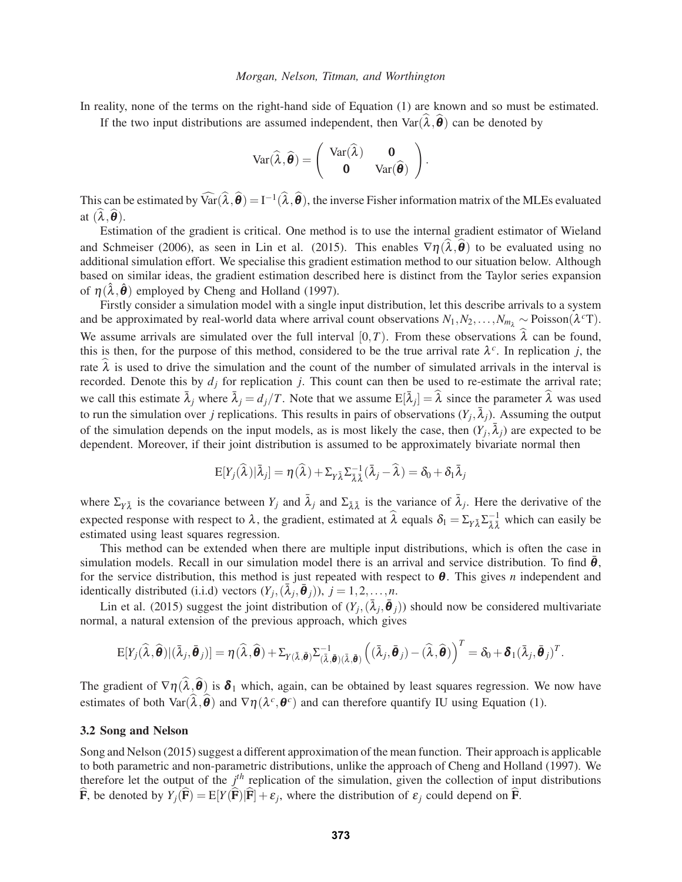In reality, none of the terms on the right-hand side of Equation (1) are known and so must be estimated.

If the two input distributions are assumed independent, then $\text{Var}(\widehat{\lambda}, \widehat{\boldsymbol{\theta}})$ can be denoted by

$$\text{Var}(\widehat{\lambda}, \widehat{\boldsymbol{\theta}}) = \begin{pmatrix} \text{Var}(\widehat{\lambda}) & \mathbf{0} \\ \mathbf{0} & \text{Var}(\widehat{\boldsymbol{\theta}}) \end{pmatrix}.$$

This can be estimated by $\widehat{\text{Var}}(\widehat{\lambda}, \widehat{\boldsymbol{\theta}}) = \text{I}^{-1}(\widehat{\lambda}, \widehat{\boldsymbol{\theta}})$, the inverse Fisher information matrix of the MLEs evaluated at $(\widehat{\lambda}, \widehat{\boldsymbol{\theta}})$.

Estimation of the gradient is critical. One method is to use the internal gradient estimator of Wieland and Schmeiser (2006), as seen in Lin et al. (2015). This enables $\nabla \eta(\widehat{\lambda}, \widehat{\boldsymbol{\theta}})$ to be evaluated using no additional simulation effort. We specialise this gradient estimation method to our situation below. Although based on similar ideas, the gradient estimation described here is distinct from the Taylor series expansion of $\eta(\hat{\lambda}, \hat{\boldsymbol{\theta}})$ employed by Cheng and Holland (1997).

Firstly consider a simulation model with a single input distribution, let this describe arrivals to a system and be approximated by real-world data where arrival count observations $N_1, N_2, \ldots, N_{m_\lambda} \sim \text{Poisson}(\lambda^c \text{T})$. We assume arrivals are simulated over the full interval $[0, T)$. From these observations $\widehat{\lambda}$ can be found, this is then, for the purpose of this method, considered to be the true arrival rate $\lambda^c$. In replication $j$, the rate $\widehat{\lambda}$ is used to drive the simulation and the count of the number of simulated arrivals in the interval is recorded. Denote this by $d_j$ for replication $j$. This count can then be used to re-estimate the arrival rate; we call this estimate $\bar{\lambda}_j$ where $\bar{\lambda}_j = d_j/T$. Note that we assume $\text{E}[\bar{\lambda}_j] = \widehat{\lambda}$ since the parameter $\widehat{\lambda}$ was used to run the simulation over $j$ replications. This results in pairs of observations $(Y_j, \bar{\lambda}_j)$. Assuming the output of the simulation depends on the input models, as is most likely the case, then $(Y_j, \bar{\lambda}_j)$ are expected to be dependent. Moreover, if their joint distribution is assumed to be approximately bivariate normal then

$$\text{E}[Y_j(\widehat{\lambda})|\bar{\lambda}_j] = \eta(\widehat{\lambda}) + \Sigma_{Y\bar{\lambda}} \Sigma_{\bar{\lambda}\bar{\lambda}}^{-1} (\bar{\lambda}_j - \widehat{\lambda}) = \delta_0 + \delta_1 \bar{\lambda}_j$$

where $\Sigma_{Y\bar{\lambda}}$ is the covariance between $Y_j$ and $\bar{\lambda}_j$ and $\Sigma_{\bar{\lambda}\bar{\lambda}}$ is the variance of $\bar{\lambda}_j$. Here the derivative of the expected response with respect to $\lambda$, the gradient, estimated at $\widehat{\lambda}$ equals $\delta_1 = \Sigma_{Y\bar{\lambda}} \Sigma_{\bar{\lambda}\bar{\lambda}}^{-1}$ which can easily be estimated using least squares regression.

This method can be extended when there are multiple input distributions, which is often the case in simulation models. Recall in our simulation model there is an arrival and service distribution. To find $\bar{\boldsymbol{\theta}}$, for the service distribution, this method is just repeated with respect to $\boldsymbol{\theta}$. This gives $n$ independent and identically distributed (i.i.d) vectors $(Y_j, (\bar{\lambda}_j, \bar{\boldsymbol{\theta}}_j))$, $j = 1, 2, \ldots, n$.

Lin et al. (2015) suggest the joint distribution of $(Y_j, (\bar{\lambda}_j, \bar{\boldsymbol{\theta}}_j))$ should now be considered multivariate normal, a natural extension of the previous approach, which gives

$$\text{E}[Y_j(\widehat{\lambda}, \widehat{\boldsymbol{\theta}})|(\bar{\lambda}_j, \bar{\boldsymbol{\theta}}_j)] = \eta(\widehat{\lambda}, \widehat{\boldsymbol{\theta}}) + \Sigma_{Y(\bar{\lambda}, \bar{\boldsymbol{\theta}})} \Sigma_{(\bar{\lambda}, \bar{\boldsymbol{\theta}})(\bar{\lambda}, \bar{\boldsymbol{\theta}})}^{-1} \left( (\bar{\lambda}_j, \bar{\boldsymbol{\theta}}_j) - (\widehat{\lambda}, \widehat{\boldsymbol{\theta}}) \right)^T = \delta_0 + \boldsymbol{\delta}_1 (\bar{\lambda}_j, \bar{\boldsymbol{\theta}}_j)^T.$$

The gradient of $\nabla \eta(\widehat{\lambda}, \widehat{\boldsymbol{\theta}})$ is $\boldsymbol{\delta}_1$ which, again, can be obtained by least squares regression. We now have estimates of both $\text{Var}(\widehat{\lambda}, \widehat{\boldsymbol{\theta}})$ and $\nabla \eta(\lambda^c, \boldsymbol{\theta}^c)$ and can therefore quantify IU using Equation (1).

### 3.2 Song and Nelson

Song and Nelson (2015) suggest a different approximation of the mean function. Their approach is applicable to both parametric and non-parametric distributions, unlike the approach of Cheng and Holland (1997). We therefore let the output of the $j^{th}$ replication of the simulation, given the collection of input distributions $\widehat{\mathbf{F}}$, be denoted by $Y_j(\widehat{\mathbf{F}}) = \text{E}[Y(\widehat{\mathbf{F}})|\widehat{\mathbf{F}}] + \varepsilon_j$, where the distribution of $\varepsilon_j$ could depend on $\widehat{\mathbf{F}}$.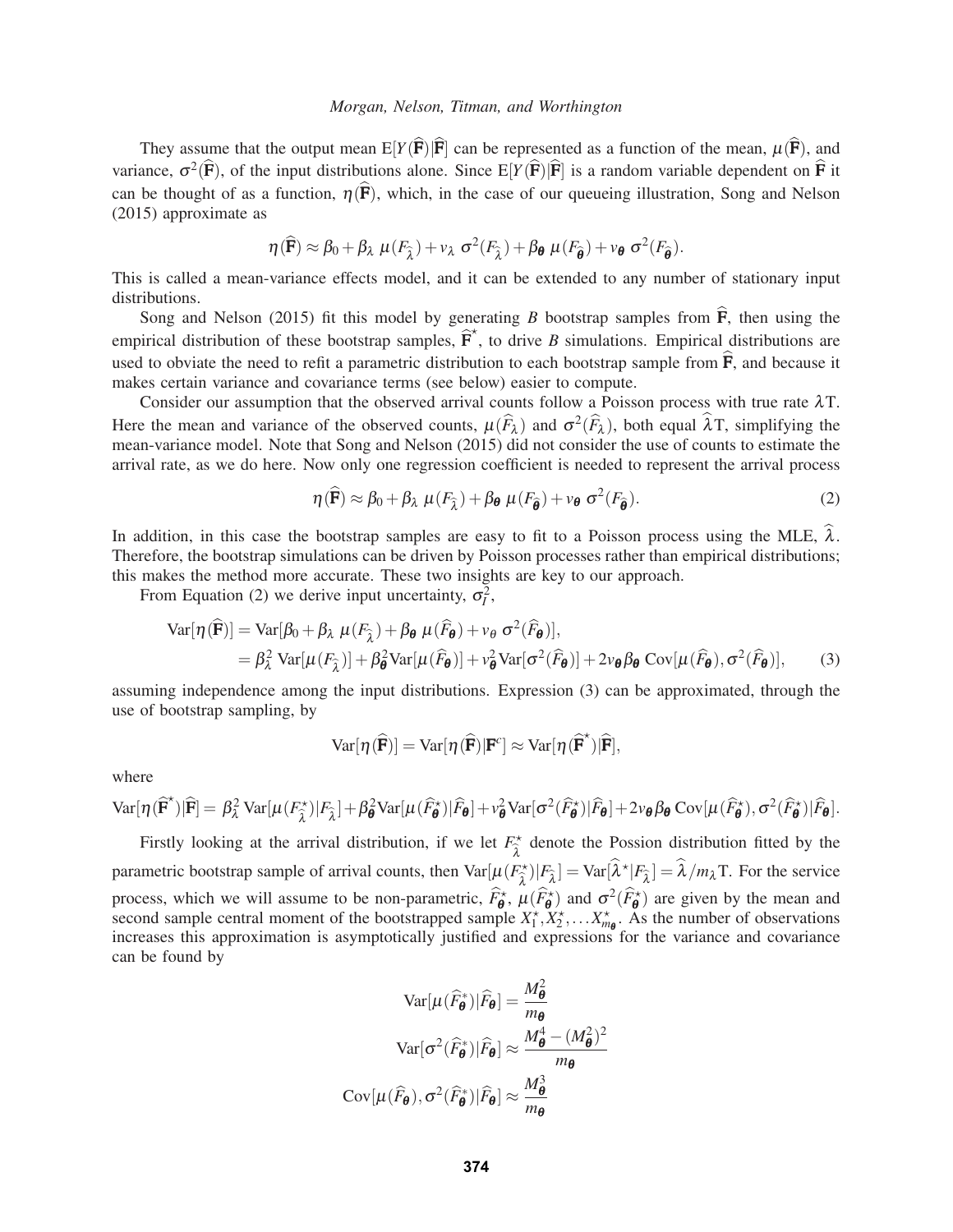They assume that the output mean $\mathrm{E}[Y(\widehat{\mathbf{F}})|\widehat{\mathbf{F}}]$ can be represented as a function of the mean, $\mu(\widehat{\mathbf{F}})$, and variance, $\sigma^2(\widehat{\mathbf{F}})$, of the input distributions alone. Since $\mathrm{E}[Y(\widehat{\mathbf{F}})|\widehat{\mathbf{F}}]$ is a random variable dependent on $\widehat{\mathbf{F}}$ it can be thought of as a function, $\eta(\widehat{\mathbf{F}})$, which, in the case of our queueing illustration, Song and Nelson (2015) approximate as

$$\eta(\widehat{\mathbf{F}}) \approx \beta_0 + \beta_\lambda\ \mu(F_{\widehat{\lambda}}) + v_\lambda\ \sigma^2(F_{\widehat{\lambda}}) + \beta_{\boldsymbol{\theta}}\ \mu(F_{\widehat{\boldsymbol{\theta}}}) + v_{\boldsymbol{\theta}}\ \sigma^2(F_{\widehat{\boldsymbol{\theta}}}).$$

This is called a mean-variance effects model, and it can be extended to any number of stationary input distributions.

Song and Nelson (2015) fit this model by generating $B$ bootstrap samples from $\widehat{\mathbf{F}}$, then using the empirical distribution of these bootstrap samples, $\widehat{\mathbf{F}}^\star$, to drive $B$ simulations. Empirical distributions are used to obviate the need to refit a parametric distribution to each bootstrap sample from $\widehat{\mathbf{F}}$, and because it makes certain variance and covariance terms (see below) easier to compute.

Consider our assumption that the observed arrival counts follow a Poisson process with true rate $\lambda$T. Here the mean and variance of the observed counts, $\mu(\widehat{F}_\lambda)$ and $\sigma^2(\widehat{F}_\lambda)$, both equal $\widehat{\lambda}$T, simplifying the mean-variance model. Note that Song and Nelson (2015) did not consider the use of counts to estimate the arrival rate, as we do here. Now only one regression coefficient is needed to represent the arrival process

$$\eta(\widehat{\mathbf{F}}) \approx \beta_0 + \beta_\lambda\ \mu(F_{\widehat{\lambda}}) + \beta_{\boldsymbol{\theta}}\ \mu(F_{\widehat{\boldsymbol{\theta}}}) + v_{\boldsymbol{\theta}}\ \sigma^2(F_{\widehat{\boldsymbol{\theta}}}). \tag{2}$$

In addition, in this case the bootstrap samples are easy to fit to a Poisson process using the MLE, $\widehat{\lambda}$. Therefore, the bootstrap simulations can be driven by Poisson processes rather than empirical distributions; this makes the method more accurate. These two insights are key to our approach.

From Equation (2) we derive input uncertainty, $\sigma_I^2$,

$$\begin{aligned}
\mathrm{Var}[\eta(\widehat{\mathbf{F}})] &= \mathrm{Var}[\beta_0 + \beta_\lambda\ \mu(F_{\widehat{\lambda}}) + \beta_{\boldsymbol{\theta}}\ \mu(\widehat{F}_{\boldsymbol{\theta}}) + v_\theta\ \sigma^2(\widehat{F}_{\boldsymbol{\theta}})], \\
&= \beta_\lambda^2\ \mathrm{Var}[\mu(F_{\widehat{\lambda}})] + \beta_{\boldsymbol{\theta}}^2 \mathrm{Var}[\mu(\widehat{F}_{\boldsymbol{\theta}})] + v_{\boldsymbol{\theta}}^2 \mathrm{Var}[\sigma^2(\widehat{F}_{\boldsymbol{\theta}})] + 2v_{\boldsymbol{\theta}}\beta_{\boldsymbol{\theta}}\ \mathrm{Cov}[\mu(\widehat{F}_{\boldsymbol{\theta}}), \sigma^2(\widehat{F}_{\boldsymbol{\theta}})],
\end{aligned} \tag{3}$$

assuming independence among the input distributions. Expression (3) can be approximated, through the use of bootstrap sampling, by

$$\mathrm{Var}[\eta(\widehat{\mathbf{F}})] = \mathrm{Var}[\eta(\widehat{\mathbf{F}})|\mathbf{F}^c] \approx \mathrm{Var}[\eta(\widehat{\mathbf{F}}^\star)|\widehat{\mathbf{F}}],$$

where

$$\mathrm{Var}[\eta(\widehat{\mathbf{F}}^\star)|\widehat{\mathbf{F}}] = \beta_\lambda^2\ \mathrm{Var}[\mu(F_{\widehat{\lambda}}^\star)|F_{\widehat{\lambda}}] + \beta_{\boldsymbol{\theta}}^2 \mathrm{Var}[\mu(\widehat{F}_{\boldsymbol{\theta}}^\star)|\widehat{F}_{\boldsymbol{\theta}}] + v_{\boldsymbol{\theta}}^2 \mathrm{Var}[\sigma^2(\widehat{F}_{\boldsymbol{\theta}}^\star)|\widehat{F}_{\boldsymbol{\theta}}] + 2v_{\boldsymbol{\theta}}\beta_{\boldsymbol{\theta}}\ \mathrm{Cov}[\mu(\widehat{F}_{\boldsymbol{\theta}}^\star), \sigma^2(\widehat{F}_{\boldsymbol{\theta}}^\star)|\widehat{F}_{\boldsymbol{\theta}}].$$

Firstly looking at the arrival distribution, if we let $F_{\widehat{\lambda}}^\star$ denote the Possion distribution fitted by the parametric bootstrap sample of arrival counts, then $\mathrm{Var}[\mu(F_{\widehat{\lambda}}^\star)|F_{\widehat{\lambda}}] = \mathrm{Var}[\widehat{\lambda}^\star|F_{\widehat{\lambda}}] = \widehat{\lambda}/m_\lambda$T. For the service process, which we will assume to be non-parametric, $\widehat{F}_{\boldsymbol{\theta}}^\star$, $\mu(\widehat{F}_{\boldsymbol{\theta}}^\star)$ and $\sigma^2(\widehat{F}_{\boldsymbol{\theta}}^\star)$ are given by the mean and second sample central moment of the bootstrapped sample $X_1^\star, X_2^\star, \ldots X_{m_{\boldsymbol{\theta}}}^\star$. As the number of observations increases this approximation is asymptotically justified and expressions for the variance and covariance can be found by

$$\begin{aligned}
\mathrm{Var}[\mu(\widehat{F}_{\boldsymbol{\theta}}^*)|\widehat{F}_{\boldsymbol{\theta}}] &= \frac{M_{\boldsymbol{\theta}}^2}{m_{\boldsymbol{\theta}}} \\
\mathrm{Var}[\sigma^2(\widehat{F}_{\boldsymbol{\theta}}^*)|\widehat{F}_{\boldsymbol{\theta}}] &\approx \frac{M_{\boldsymbol{\theta}}^4 - (M_{\boldsymbol{\theta}}^2)^2}{m_{\boldsymbol{\theta}}} \\
\mathrm{Cov}[\mu(\widehat{F}_{\boldsymbol{\theta}}), \sigma^2(\widehat{F}_{\boldsymbol{\theta}}^*)|\widehat{F}_{\boldsymbol{\theta}}] &\approx \frac{M_{\boldsymbol{\theta}}^3}{m_{\boldsymbol{\theta}}}
\end{aligned}$$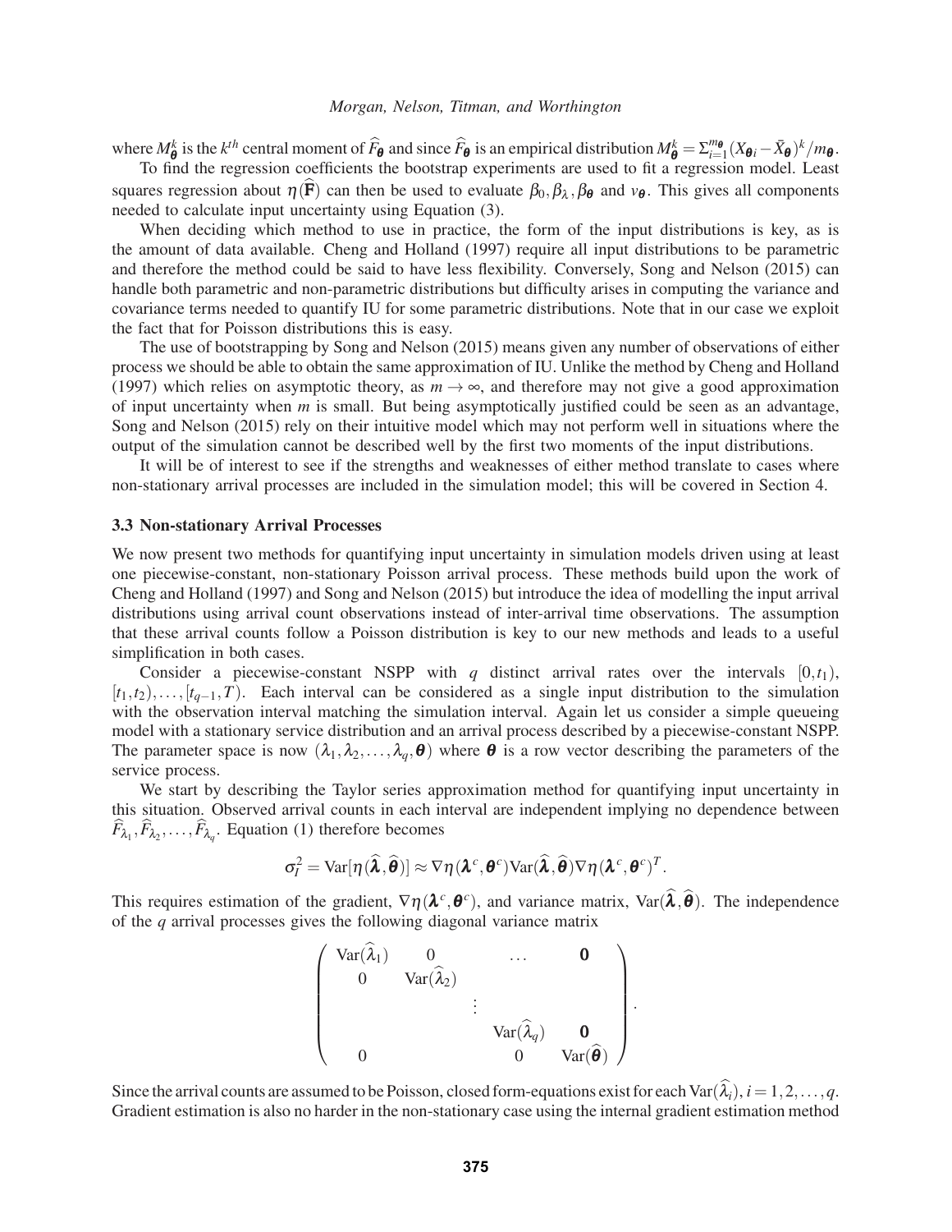where $M_{\boldsymbol{\theta}}^k$ is the $k^{th}$ central moment of $\widehat{F}_{\boldsymbol{\theta}}$ and since $\widehat{F}_{\boldsymbol{\theta}}$ is an empirical distribution $M_{\boldsymbol{\theta}}^k = \Sigma_{i=1}^{m_{\boldsymbol{\theta}}} (X_{\boldsymbol{\theta} i} - \bar{X}_{\boldsymbol{\theta}})^k / m_{\boldsymbol{\theta}}$.

To find the regression coefficients the bootstrap experiments are used to fit a regression model. Least squares regression about $\eta(\widehat{\mathbf{F}})$ can then be used to evaluate $\beta_0, \beta_\lambda, \beta_{\boldsymbol{\theta}}$ and $v_{\boldsymbol{\theta}}$. This gives all components needed to calculate input uncertainty using Equation (3).

When deciding which method to use in practice, the form of the input distributions is key, as is the amount of data available. Cheng and Holland (1997) require all input distributions to be parametric and therefore the method could be said to have less flexibility. Conversely, Song and Nelson (2015) can handle both parametric and non-parametric distributions but difficulty arises in computing the variance and covariance terms needed to quantify IU for some parametric distributions. Note that in our case we exploit the fact that for Poisson distributions this is easy.

The use of bootstrapping by Song and Nelson (2015) means given any number of observations of either process we should be able to obtain the same approximation of IU. Unlike the method by Cheng and Holland (1997) which relies on asymptotic theory, as $m \to \infty$, and therefore may not give a good approximation of input uncertainty when $m$ is small. But being asymptotically justified could be seen as an advantage, Song and Nelson (2015) rely on their intuitive model which may not perform well in situations where the output of the simulation cannot be described well by the first two moments of the input distributions.

It will be of interest to see if the strengths and weaknesses of either method translate to cases where non-stationary arrival processes are included in the simulation model; this will be covered in Section 4.

### 3.3 Non-stationary Arrival Processes

We now present two methods for quantifying input uncertainty in simulation models driven using at least one piecewise-constant, non-stationary Poisson arrival process. These methods build upon the work of Cheng and Holland (1997) and Song and Nelson (2015) but introduce the idea of modelling the input arrival distributions using arrival count observations instead of inter-arrival time observations. The assumption that these arrival counts follow a Poisson distribution is key to our new methods and leads to a useful simplification in both cases.

Consider a piecewise-constant NSPP with $q$ distinct arrival rates over the intervals $[0,t_1)$, $[t_1,t_2), \ldots, [t_{q-1},T)$. Each interval can be considered as a single input distribution to the simulation with the observation interval matching the simulation interval. Again let us consider a simple queueing model with a stationary service distribution and an arrival process described by a piecewise-constant NSPP. The parameter space is now $(\lambda_1, \lambda_2, \ldots, \lambda_q, \boldsymbol{\theta})$ where $\boldsymbol{\theta}$ is a row vector describing the parameters of the service process.

We start by describing the Taylor series approximation method for quantifying input uncertainty in this situation. Observed arrival counts in each interval are independent implying no dependence between $\widehat{F}_{\lambda_1}, \widehat{F}_{\lambda_2}, \ldots, \widehat{F}_{\lambda_q}$. Equation (1) therefore becomes

$$\sigma_I^2 = \mathrm{Var}[\eta(\widehat{\boldsymbol{\lambda}}, \widehat{\boldsymbol{\theta}})] \approx \nabla \eta(\boldsymbol{\lambda}^c, \boldsymbol{\theta}^c) \mathrm{Var}(\widehat{\boldsymbol{\lambda}}, \widehat{\boldsymbol{\theta}}) \nabla \eta(\boldsymbol{\lambda}^c, \boldsymbol{\theta}^c)^T.$$

This requires estimation of the gradient, $\nabla \eta(\boldsymbol{\lambda}^c, \boldsymbol{\theta}^c)$, and variance matrix, $\mathrm{Var}(\widehat{\boldsymbol{\lambda}}, \widehat{\boldsymbol{\theta}})$. The independence of the $q$ arrival processes gives the following diagonal variance matrix

$$\begin{pmatrix} \mathrm{Var}(\widehat{\lambda}_1) & 0 & \ldots & & \mathbf{0} \\ 0 & \mathrm{Var}(\widehat{\lambda}_2) & & & \\ & & \vdots & & \\ & & & \mathrm{Var}(\widehat{\lambda}_q) & \mathbf{0} \\ 0 & & & 0 & \mathrm{Var}(\widehat{\boldsymbol{\theta}}) \end{pmatrix}.$$

Since the arrival counts are assumed to be Poisson, closed form-equations exist for each $\mathrm{Var}(\widehat{\lambda}_i), i = 1,2,\ldots,q$. Gradient estimation is also no harder in the non-stationary case using the internal gradient estimation method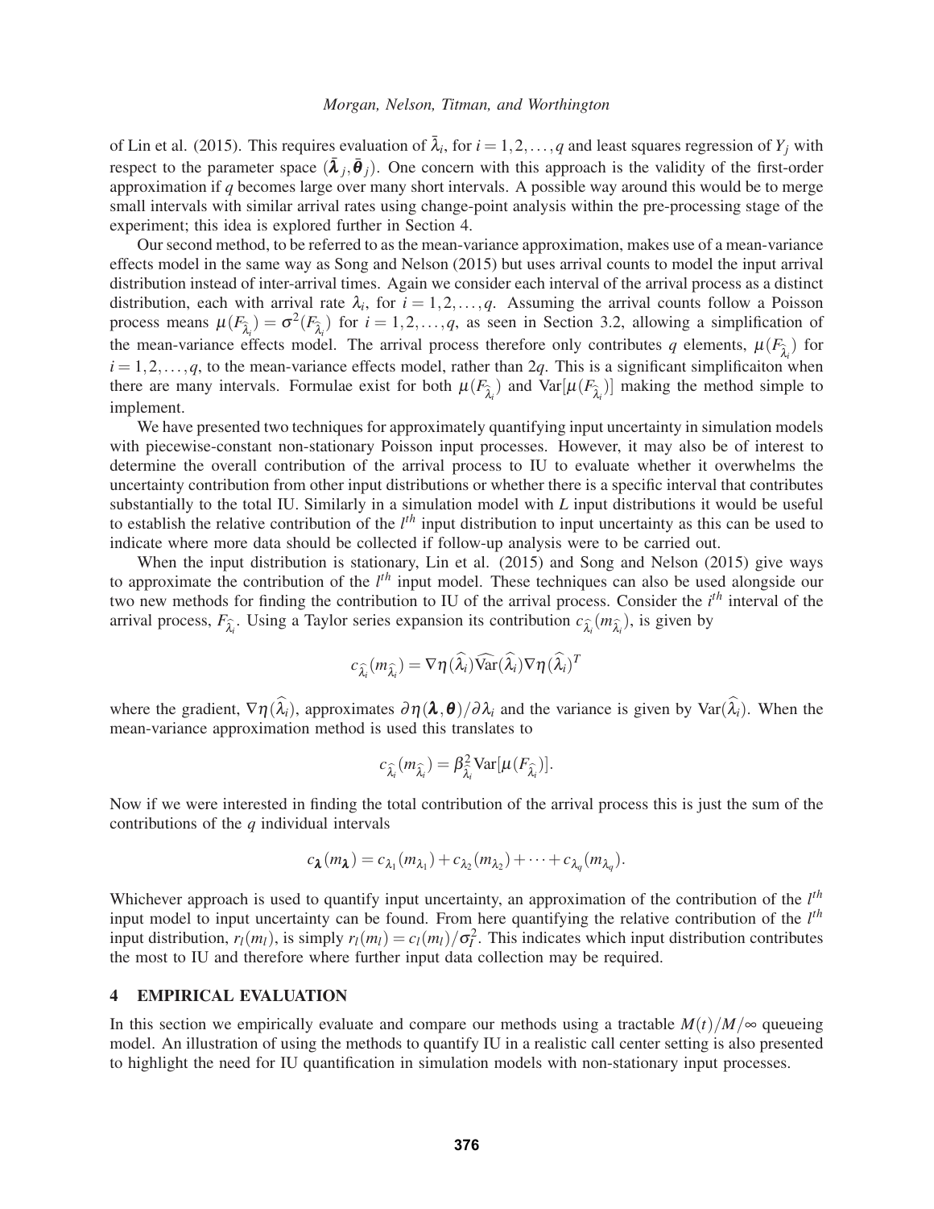of Lin et al. (2015). This requires evaluation of $\bar{\lambda}_i$, for $i = 1,2,\ldots,q$ and least squares regression of $Y_j$ with respect to the parameter space $(\bar{\boldsymbol{\lambda}}_j, \bar{\boldsymbol{\theta}}_j)$. One concern with this approach is the validity of the first-order approximation if $q$ becomes large over many short intervals. A possible way around this would be to merge small intervals with similar arrival rates using change-point analysis within the pre-processing stage of the experiment; this idea is explored further in Section 4.

Our second method, to be referred to as the mean-variance approximation, makes use of a mean-variance effects model in the same way as Song and Nelson (2015) but uses arrival counts to model the input arrival distribution instead of inter-arrival times. Again we consider each interval of the arrival process as a distinct distribution, each with arrival rate $\lambda_i$, for $i = 1,2,\ldots,q$. Assuming the arrival counts follow a Poisson process means $\mu(F_{\widehat{\lambda}_i}) = \sigma^2(F_{\widehat{\lambda}_i})$ for $i = 1,2,\ldots,q$, as seen in Section 3.2, allowing a simplification of the mean-variance effects model. The arrival process therefore only contributes $q$ elements, $\mu(F_{\widehat{\lambda}_i})$ for $i = 1,2,\ldots,q$, to the mean-variance effects model, rather than $2q$. This is a significant simplificaiton when there are many intervals. Formulae exist for both $\mu(F_{\widehat{\lambda}_i})$ and $\mathrm{Var}[\mu(F_{\widehat{\lambda}_i})]$ making the method simple to implement.

We have presented two techniques for approximately quantifying input uncertainty in simulation models with piecewise-constant non-stationary Poisson input processes. However, it may also be of interest to determine the overall contribution of the arrival process to IU to evaluate whether it overwhelms the uncertainty contribution from other input distributions or whether there is a specific interval that contributes substantially to the total IU. Similarly in a simulation model with $L$ input distributions it would be useful to establish the relative contribution of the $l^{th}$ input distribution to input uncertainty as this can be used to indicate where more data should be collected if follow-up analysis were to be carried out.

When the input distribution is stationary, Lin et al. (2015) and Song and Nelson (2015) give ways to approximate the contribution of the $l^{th}$ input model. These techniques can also be used alongside our two new methods for finding the contribution to IU of the arrival process. Consider the $i^{th}$ interval of the arrival process, $F_{\widehat{\lambda}_i}$. Using a Taylor series expansion its contribution $c_{\widehat{\lambda}_i}(m_{\widehat{\lambda}_i})$, is given by

$$c_{\widehat{\lambda}_i}(m_{\widehat{\lambda}_i}) = \nabla\eta(\widehat{\lambda}_i)\widehat{\mathrm{Var}}(\widehat{\lambda}_i)\nabla\eta(\widehat{\lambda}_i)^T$$

where the gradient, $\nabla\eta(\widehat{\lambda}_i)$, approximates $\partial\eta(\boldsymbol{\lambda},\boldsymbol{\theta})/\partial\lambda_i$ and the variance is given by $\mathrm{Var}(\widehat{\lambda}_i)$. When the mean-variance approximation method is used this translates to

$$c_{\widehat{\lambda}_i}(m_{\widehat{\lambda}_i}) = \beta^2_{\widehat{\lambda}_i}\mathrm{Var}[\mu(F_{\widehat{\lambda}_i})].$$

Now if we were interested in finding the total contribution of the arrival process this is just the sum of the contributions of the $q$ individual intervals

$$c_{\boldsymbol{\lambda}}(m_{\boldsymbol{\lambda}}) = c_{\lambda_1}(m_{\lambda_1}) + c_{\lambda_2}(m_{\lambda_2}) + \cdots + c_{\lambda_q}(m_{\lambda_q}).$$

Whichever approach is used to quantify input uncertainty, an approximation of the contribution of the $l^{th}$ input model to input uncertainty can be found. From here quantifying the relative contribution of the $l^{th}$ input distribution, $r_l(m_l)$, is simply $r_l(m_l) = c_l(m_l)/\sigma_I^2$. This indicates which input distribution contributes the most to IU and therefore where further input data collection may be required.

## 4 EMPIRICAL EVALUATION

In this section we empirically evaluate and compare our methods using a tractable $M(t)/M/\infty$ queueing model. An illustration of using the methods to quantify IU in a realistic call center setting is also presented to highlight the need for IU quantification in simulation models with non-stationary input processes.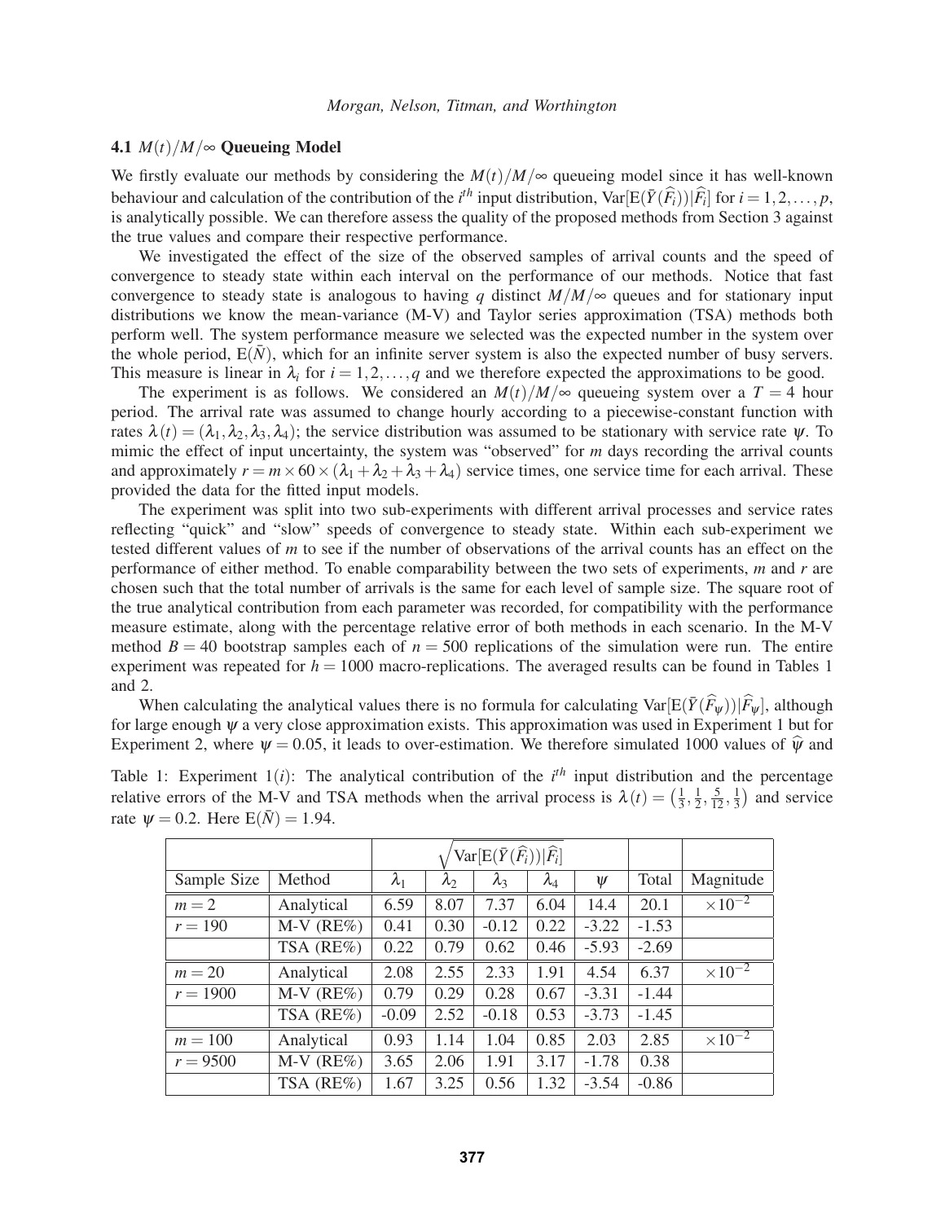### 4.1 $M(t)/M/\infty$ Queueing Model

We firstly evaluate our methods by considering the $M(t)/M/\infty$ queueing model since it has well-known behaviour and calculation of the contribution of the $i^{th}$ input distribution, $\text{Var}[\text{E}(\bar{Y}(\widehat{F}_i))|\widehat{F}_i]$ for $i = 1, 2, \ldots, p$, is analytically possible. We can therefore assess the quality of the proposed methods from Section 3 against the true values and compare their respective performance.

We investigated the effect of the size of the observed samples of arrival counts and the speed of convergence to steady state within each interval on the performance of our methods. Notice that fast convergence to steady state is analogous to having $q$ distinct $M/M/\infty$ queues and for stationary input distributions we know the mean-variance (M-V) and Taylor series approximation (TSA) methods both perform well. The system performance measure we selected was the expected number in the system over the whole period, $\text{E}(\bar{N})$, which for an infinite server system is also the expected number of busy servers. This measure is linear in $\lambda_i$ for $i = 1, 2, \ldots, q$ and we therefore expected the approximations to be good.

The experiment is as follows. We considered an $M(t)/M/\infty$ queueing system over a $T = 4$ hour period. The arrival rate was assumed to change hourly according to a piecewise-constant function with rates $\lambda(t) = (\lambda_1, \lambda_2, \lambda_3, \lambda_4)$; the service distribution was assumed to be stationary with service rate $\psi$. To mimic the effect of input uncertainty, the system was "observed" for $m$ days recording the arrival counts and approximately $r = m \times 60 \times (\lambda_1 + \lambda_2 + \lambda_3 + \lambda_4)$ service times, one service time for each arrival. These provided the data for the fitted input models.

The experiment was split into two sub-experiments with different arrival processes and service rates reflecting "quick" and "slow" speeds of convergence to steady state. Within each sub-experiment we tested different values of $m$ to see if the number of observations of the arrival counts has an effect on the performance of either method. To enable comparability between the two sets of experiments, $m$ and $r$ are chosen such that the total number of arrivals is the same for each level of sample size. The square root of the true analytical contribution from each parameter was recorded, for compatibility with the performance measure estimate, along with the percentage relative error of both methods in each scenario. In the M-V method $B = 40$ bootstrap samples each of $n = 500$ replications of the simulation were run. The entire experiment was repeated for $h = 1000$ macro-replications. The averaged results can be found in Tables 1 and 2.

When calculating the analytical values there is no formula for calculating $\text{Var}[\text{E}(\bar{Y}(\widehat{F}_\psi))|\widehat{F}_\psi]$, although for large enough $\psi$ a very close approximation exists. This approximation was used in Experiment 1 but for Experiment 2, where $\psi = 0.05$, it leads to over-estimation. We therefore simulated 1000 values of $\widehat{\psi}$ and

Table 1: Experiment 1($i$): The analytical contribution of the $i^{th}$ input distribution and the percentage relative errors of the M-V and TSA methods when the arrival process is $\lambda(t) = \left(\frac{1}{3}, \frac{1}{2}, \frac{5}{12}, \frac{1}{3}\right)$ and service rate $\psi = 0.2$. Here $\text{E}(\bar{N}) = 1.94$.

| | | $\sqrt{\text{Var}[\text{E}(\bar{Y}(\widehat{F}_i))\|\widehat{F}_i]}$ | | | | | | |
|---|---|---|---|---|---|---|---|---|
| Sample Size | Method | $\lambda_1$ | $\lambda_2$ | $\lambda_3$ | $\lambda_4$ | $\psi$ | Total | Magnitude |
| $m = 2$ | Analytical | 6.59 | 8.07 | 7.37 | 6.04 | 14.4 | 20.1 | $\times 10^{-2}$ |
| $r = 190$ | M-V (RE%) | 0.41 | 0.30 | -0.12 | 0.22 | -3.22 | -1.53 | |
| | TSA (RE%) | 0.22 | 0.79 | 0.62 | 0.46 | -5.93 | -2.69 | |
| $m = 20$ | Analytical | 2.08 | 2.55 | 2.33 | 1.91 | 4.54 | 6.37 | $\times 10^{-2}$ |
| $r = 1900$ | M-V (RE%) | 0.79 | 0.29 | 0.28 | 0.67 | -3.31 | -1.44 | |
| | TSA (RE%) | -0.09 | 2.52 | -0.18 | 0.53 | -3.73 | -1.45 | |
| $m = 100$ | Analytical | 0.93 | 1.14 | 1.04 | 0.85 | 2.03 | 2.85 | $\times 10^{-2}$ |
| $r = 9500$ | M-V (RE%) | 3.65 | 2.06 | 1.91 | 3.17 | -1.78 | 0.38 | |
| | TSA (RE%) | 1.67 | 3.25 | 0.56 | 1.32 | -3.54 | -0.86 | |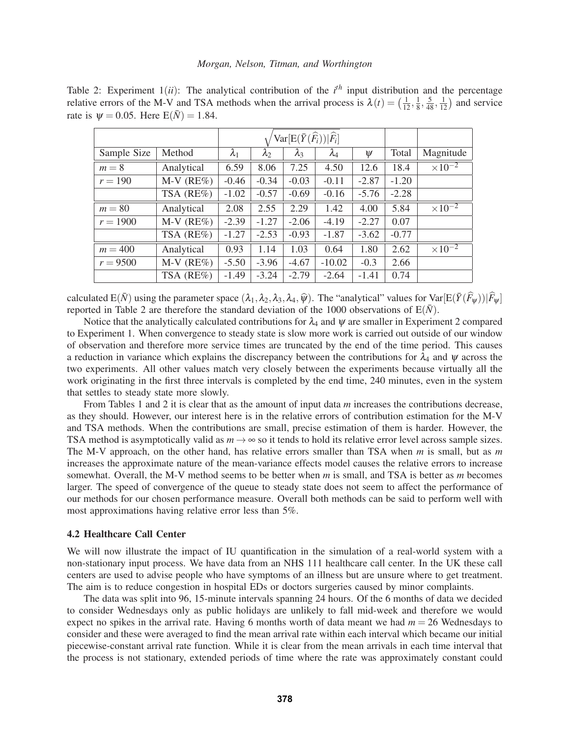Table 2: Experiment $1(ii)$: The analytical contribution of the $i^{th}$ input distribution and the percentage relative errors of the M-V and TSA methods when the arrival process is $\lambda(t) = \left(\frac{1}{12}, \frac{1}{8}, \frac{5}{48}, \frac{1}{12}\right)$ and service rate is $\psi = 0.05$. Here $\mathrm{E}(\bar{N}) = 1.84$.

| | | $\sqrt{\mathrm{Var}[\mathrm{E}(\bar{Y}(\widehat{F}_i))\vert\widehat{F}_i]}$ | | | | | | |
|---|---|---|---|---|---|---|---|---|
| Sample Size | Method | $\lambda_1$ | $\lambda_2$ | $\lambda_3$ | $\lambda_4$ | $\psi$ | Total | Magnitude |
| $m = 8$ | Analytical | 6.59 | 8.06 | 7.25 | 4.50 | 12.6 | 18.4 | $\times 10^{-2}$ |
| $r = 190$ | M-V (RE%) | -0.46 | -0.34 | -0.03 | -0.11 | -2.87 | -1.20 | |
| | TSA (RE%) | -1.02 | -0.57 | -0.69 | -0.16 | -5.76 | -2.28 | |
| $m = 80$ | Analytical | 2.08 | 2.55 | 2.29 | 1.42 | 4.00 | 5.84 | $\times 10^{-2}$ |
| $r = 1900$ | M-V (RE%) | -2.39 | -1.27 | -2.06 | -4.19 | -2.27 | 0.07 | |
| | TSA (RE%) | -1.27 | -2.53 | -0.93 | -1.87 | -3.62 | -0.77 | |
| $m = 400$ | Analytical | 0.93 | 1.14 | 1.03 | 0.64 | 1.80 | 2.62 | $\times 10^{-2}$ |
| $r = 9500$ | M-V (RE%) | -5.50 | -3.96 | -4.67 | -10.02 | -0.3 | 2.66 | |
| | TSA (RE%) | -1.49 | -3.24 | -2.79 | -2.64 | -1.41 | 0.74 | |

calculated $\mathrm{E}(\bar{N})$ using the parameter space $(\lambda_1, \lambda_2, \lambda_3, \lambda_4, \widehat{\psi})$. The "analytical" values for $\mathrm{Var}[\mathrm{E}(\bar{Y}(\widehat{F}_\psi))|\widehat{F}_\psi]$ reported in Table 2 are therefore the standard deviation of the 1000 observations of $\mathrm{E}(\bar{N})$.

Notice that the analytically calculated contributions for $\lambda_4$ and $\psi$ are smaller in Experiment 2 compared to Experiment 1. When convergence to steady state is slow more work is carried out outside of our window of observation and therefore more service times are truncated by the end of the time period. This causes a reduction in variance which explains the discrepancy between the contributions for $\lambda_4$ and $\psi$ across the two experiments. All other values match very closely between the experiments because virtually all the work originating in the first three intervals is completed by the end time, 240 minutes, even in the system that settles to steady state more slowly.

From Tables 1 and 2 it is clear that as the amount of input data $m$ increases the contributions decrease, as they should. However, our interest here is in the relative errors of contribution estimation for the M-V and TSA methods. When the contributions are small, precise estimation of them is harder. However, the TSA method is asymptotically valid as $m \to \infty$ so it tends to hold its relative error level across sample sizes. The M-V approach, on the other hand, has relative errors smaller than TSA when $m$ is small, but as $m$ increases the approximate nature of the mean-variance effects model causes the relative errors to increase somewhat. Overall, the M-V method seems to be better when $m$ is small, and TSA is better as $m$ becomes larger. The speed of convergence of the queue to steady state does not seem to affect the performance of our methods for our chosen performance measure. Overall both methods can be said to perform well with most approximations having relative error less than 5%.

### 4.2 Healthcare Call Center

We will now illustrate the impact of IU quantification in the simulation of a real-world system with a non-stationary input process. We have data from an NHS 111 healthcare call center. In the UK these call centers are used to advise people who have symptoms of an illness but are unsure where to get treatment. The aim is to reduce congestion in hospital EDs or doctors surgeries caused by minor complaints.

The data was split into 96, 15-minute intervals spanning 24 hours. Of the 6 months of data we decided to consider Wednesdays only as public holidays are unlikely to fall mid-week and therefore we would expect no spikes in the arrival rate. Having 6 months worth of data meant we had $m = 26$ Wednesdays to consider and these were averaged to find the mean arrival rate within each interval which became our initial piecewise-constant arrival rate function. While it is clear from the mean arrivals in each time interval that the process is not stationary, extended periods of time where the rate was approximately constant could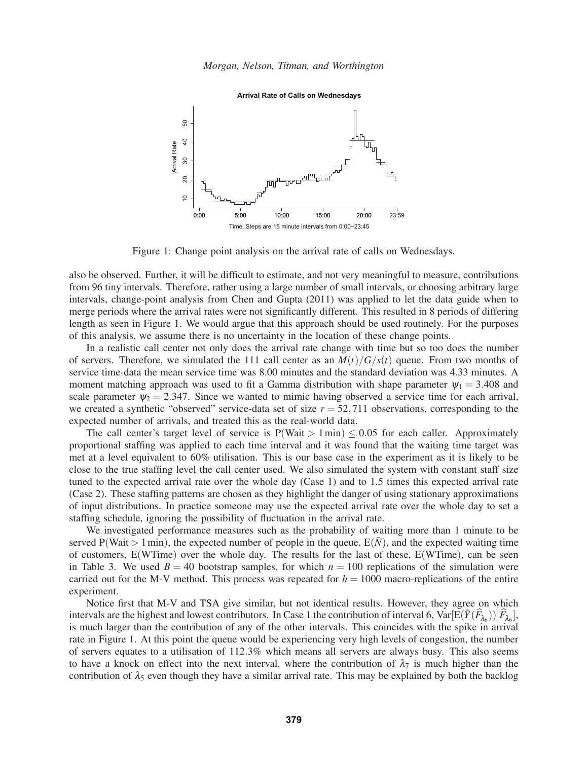Figure 1: Change point analysis on the arrival rate of calls on Wednesdays.

also be observed. Further, it will be difficult to estimate, and not very meaningful to measure, contributions from 96 tiny intervals. Therefore, rather using a large number of small intervals, or choosing arbitrary large intervals, change-point analysis from Chen and Gupta (2011) was applied to let the data guide when to merge periods where the arrival rates were not significantly different. This resulted in 8 periods of differing length as seen in Figure 1. We would argue that this approach should be used routinely. For the purposes of this analysis, we assume there is no uncertainty in the location of these change points.

In a realistic call center not only does the arrival rate change with time but so too does the number of servers. Therefore, we simulated the 111 call center as an $M(t)/G/s(t)$ queue. From two months of service time-data the mean service time was 8.00 minutes and the standard deviation was 4.33 minutes. A moment matching approach was used to fit a Gamma distribution with shape parameter $\psi_1 = 3.408$ and scale parameter $\psi_2 = 2.347$. Since we wanted to mimic having observed a service time for each arrival, we created a synthetic "observed" service-data set of size $r = 52,711$ observations, corresponding to the expected number of arrivals, and treated this as the real-world data.

The call center's target level of service is $\text{P}(\text{Wait} > 1\,\text{min}) \leq 0.05$ for each caller. Approximately proportional staffing was applied to each time interval and it was found that the waiting time target was met at a level equivalent to 60% utilisation. This is our base case in the experiment as it is likely to be close to the true staffing level the call center used. We also simulated the system with constant staff size tuned to the expected arrival rate over the whole day (Case 1) and to 1.5 times this expected arrival rate (Case 2). These staffing patterns are chosen as they highlight the danger of using stationary approximations of input distributions. In practice someone may use the expected arrival rate over the whole day to set a staffing schedule, ignoring the possibility of fluctuation in the arrival rate.

We investigated performance measures such as the probability of waiting more than 1 minute to be served $\text{P}(\text{Wait} > 1\,\text{min})$, the expected number of people in the queue, $\text{E}(\bar{N})$, and the expected waiting time of customers, E(WTime) over the whole day. The results for the last of these, E(WTime), can be seen in Table 3. We used $B = 40$ bootstrap samples, for which $n = 100$ replications of the simulation were carried out for the M-V method. This process was repeated for $h = 1000$ macro-replications of the entire experiment.

Notice first that M-V and TSA give similar, but not identical results. However, they agree on which intervals are the highest and lowest contributors. In Case 1 the contribution of interval 6, $\text{Var}[\text{E}(\bar{Y}(\widehat{F}_{\lambda_6}))|\widehat{F}_{\lambda_6}]$, is much larger than the contribution of any of the other intervals. This coincides with the spike in arrival rate in Figure 1. At this point the queue would be experiencing very high levels of congestion, the number of servers equates to a utilisation of 112.3% which means all servers are always busy. This also seems to have a knock on effect into the next interval, where the contribution of $\lambda_7$ is much higher than the contribution of $\lambda_5$ even though they have a similar arrival rate. This may be explained by both the backlog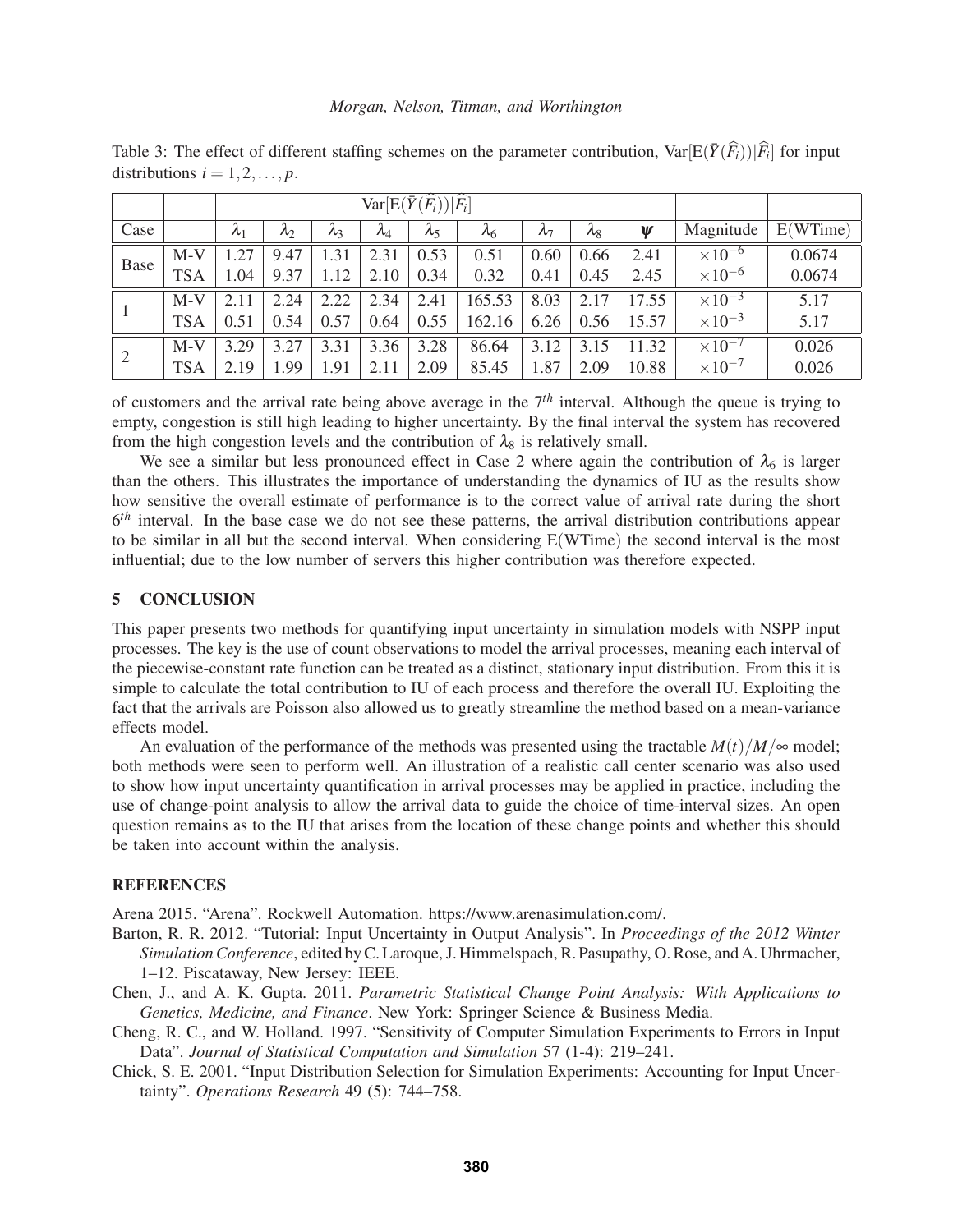Table 3: The effect of different staffing schemes on the parameter contribution, $\mathrm{Var}[\mathrm{E}(\bar{Y}(\widehat{F}_i))|\widehat{F}_i]$ for input distributions $i = 1, 2, \ldots, p$.

| | | $\mathrm{Var}[\mathrm{E}(\bar{Y}(\widehat{F}_i))|\widehat{F}_i]$ | | | | | | | | | | |
|---|---|---|---|---|---|---|---|---|---|---|---|---|
| Case | | $\lambda_1$ | $\lambda_2$ | $\lambda_3$ | $\lambda_4$ | $\lambda_5$ | $\lambda_6$ | $\lambda_7$ | $\lambda_8$ | $\psi$ | Magnitude | E(WTime) |
| Base | M-V | 1.27 | 9.47 | 1.31 | 2.31 | 0.53 | 0.51 | 0.60 | 0.66 | 2.41 | $\times 10^{-6}$ | 0.0674 |
| | TSA | 1.04 | 9.37 | 1.12 | 2.10 | 0.34 | 0.32 | 0.41 | 0.45 | 2.45 | $\times 10^{-6}$ | 0.0674 |
| 1 | M-V | 2.11 | 2.24 | 2.22 | 2.34 | 2.41 | 165.53 | 8.03 | 2.17 | 17.55 | $\times 10^{-3}$ | 5.17 |
| | TSA | 0.51 | 0.54 | 0.57 | 0.64 | 0.55 | 162.16 | 6.26 | 0.56 | 15.57 | $\times 10^{-3}$ | 5.17 |
| 2 | M-V | 3.29 | 3.27 | 3.31 | 3.36 | 3.28 | 86.64 | 3.12 | 3.15 | 11.32 | $\times 10^{-7}$ | 0.026 |
| | TSA | 2.19 | 1.99 | 1.91 | 2.11 | 2.09 | 85.45 | 1.87 | 2.09 | 10.88 | $\times 10^{-7}$ | 0.026 |

of customers and the arrival rate being above average in the $7^{th}$ interval. Although the queue is trying to empty, congestion is still high leading to higher uncertainty. By the final interval the system has recovered from the high congestion levels and the contribution of $\lambda_8$ is relatively small.

We see a similar but less pronounced effect in Case 2 where again the contribution of $\lambda_6$ is larger than the others. This illustrates the importance of understanding the dynamics of IU as the results show how sensitive the overall estimate of performance is to the correct value of arrival rate during the short $6^{th}$ interval. In the base case we do not see these patterns, the arrival distribution contributions appear to be similar in all but the second interval. When considering E(WTime) the second interval is the most influential; due to the low number of servers this higher contribution was therefore expected.

## 5 CONCLUSION

This paper presents two methods for quantifying input uncertainty in simulation models with NSPP input processes. The key is the use of count observations to model the arrival processes, meaning each interval of the piecewise-constant rate function can be treated as a distinct, stationary input distribution. From this it is simple to calculate the total contribution to IU of each process and therefore the overall IU. Exploiting the fact that the arrivals are Poisson also allowed us to greatly streamline the method based on a mean-variance effects model.

An evaluation of the performance of the methods was presented using the tractable $M(t)/M/\infty$ model; both methods were seen to perform well. An illustration of a realistic call center scenario was also used to show how input uncertainty quantification in arrival processes may be applied in practice, including the use of change-point analysis to allow the arrival data to guide the choice of time-interval sizes. An open question remains as to the IU that arises from the location of these change points and whether this should be taken into account within the analysis.

## REFERENCES

Arena 2015. "Arena". Rockwell Automation. https://www.arenasimulation.com/.

Barton, R. R. 2012. "Tutorial: Input Uncertainty in Output Analysis". In *Proceedings of the 2012 Winter Simulation Conference*, edited by C. Laroque, J. Himmelspach, R. Pasupathy, O. Rose, and A. Uhrmacher, 1–12. Piscataway, New Jersey: IEEE.

Chen, J., and A. K. Gupta. 2011. *Parametric Statistical Change Point Analysis: With Applications to Genetics, Medicine, and Finance*. New York: Springer Science & Business Media.

Cheng, R. C., and W. Holland. 1997. "Sensitivity of Computer Simulation Experiments to Errors in Input Data". *Journal of Statistical Computation and Simulation* 57 (1-4): 219–241.

Chick, S. E. 2001. "Input Distribution Selection for Simulation Experiments: Accounting for Input Uncertainty". *Operations Research* 49 (5): 744–758.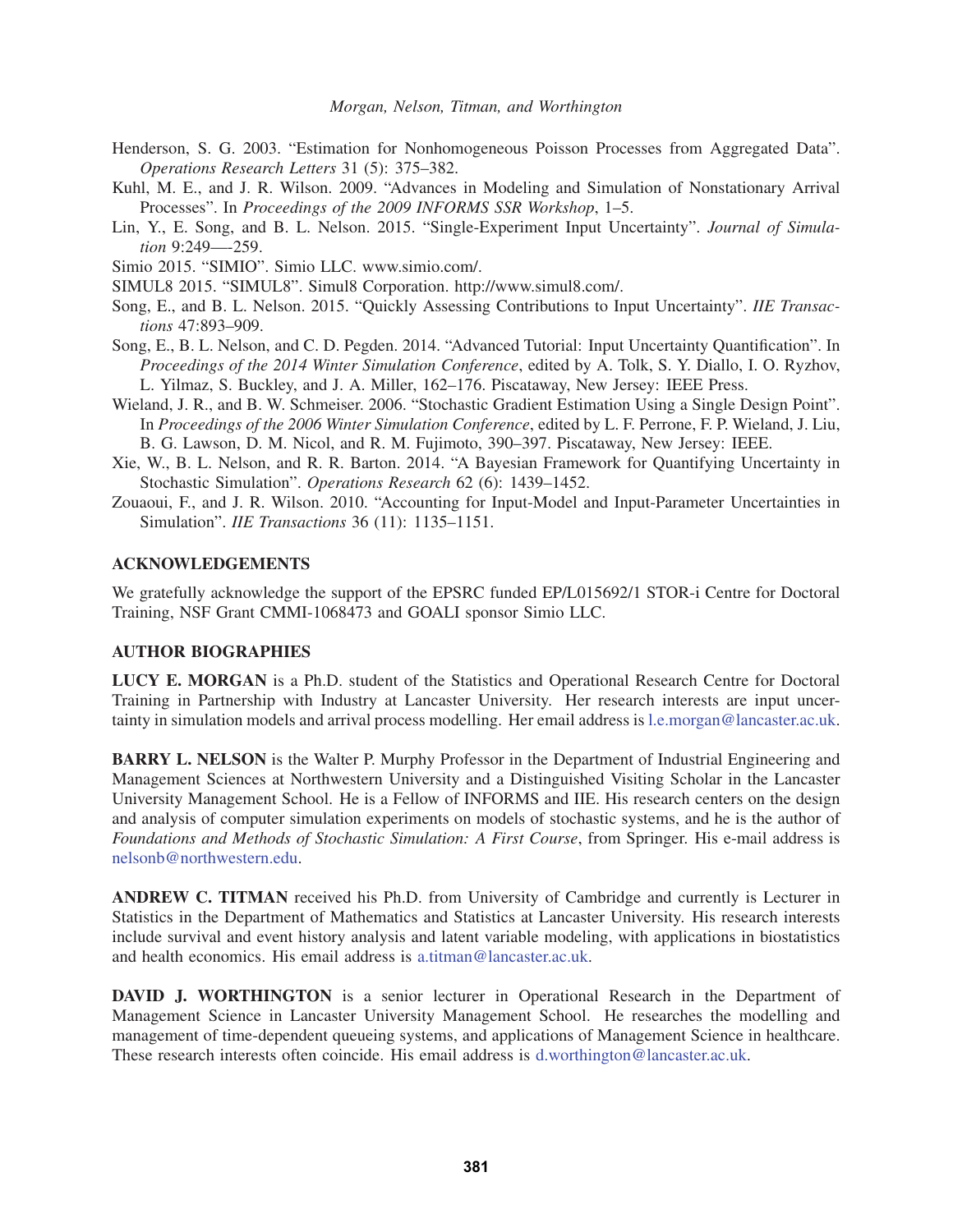Henderson, S. G. 2003. "Estimation for Nonhomogeneous Poisson Processes from Aggregated Data". *Operations Research Letters* 31 (5): 375–382.

Kuhl, M. E., and J. R. Wilson. 2009. "Advances in Modeling and Simulation of Nonstationary Arrival Processes". In *Proceedings of the 2009 INFORMS SSR Workshop*, 1–5.

Lin, Y., E. Song, and B. L. Nelson. 2015. "Single-Experiment Input Uncertainty". *Journal of Simulation* 9:249—-259.

Simio 2015. "SIMIO". Simio LLC. www.simio.com/.

SIMUL8 2015. "SIMUL8". Simul8 Corporation. http://www.simul8.com/.

Song, E., and B. L. Nelson. 2015. "Quickly Assessing Contributions to Input Uncertainty". *IIE Transactions* 47:893–909.

Song, E., B. L. Nelson, and C. D. Pegden. 2014. "Advanced Tutorial: Input Uncertainty Quantification". In *Proceedings of the 2014 Winter Simulation Conference*, edited by A. Tolk, S. Y. Diallo, I. O. Ryzhov, L. Yilmaz, S. Buckley, and J. A. Miller, 162–176. Piscataway, New Jersey: IEEE Press.

Wieland, J. R., and B. W. Schmeiser. 2006. "Stochastic Gradient Estimation Using a Single Design Point". In *Proceedings of the 2006 Winter Simulation Conference*, edited by L. F. Perrone, F. P. Wieland, J. Liu, B. G. Lawson, D. M. Nicol, and R. M. Fujimoto, 390–397. Piscataway, New Jersey: IEEE.

Xie, W., B. L. Nelson, and R. R. Barton. 2014. "A Bayesian Framework for Quantifying Uncertainty in Stochastic Simulation". *Operations Research* 62 (6): 1439–1452.

Zouaoui, F., and J. R. Wilson. 2010. "Accounting for Input-Model and Input-Parameter Uncertainties in Simulation". *IIE Transactions* 36 (11): 1135–1151.

## ACKNOWLEDGEMENTS

We gratefully acknowledge the support of the EPSRC funded EP/L015692/1 STOR-i Centre for Doctoral Training, NSF Grant CMMI-1068473 and GOALI sponsor Simio LLC.

## AUTHOR BIOGRAPHIES

**LUCY E. MORGAN** is a Ph.D. student of the Statistics and Operational Research Centre for Doctoral Training in Partnership with Industry at Lancaster University. Her research interests are input uncertainty in simulation models and arrival process modelling. Her email address is l.e.morgan@lancaster.ac.uk.

**BARRY L. NELSON** is the Walter P. Murphy Professor in the Department of Industrial Engineering and Management Sciences at Northwestern University and a Distinguished Visiting Scholar in the Lancaster University Management School. He is a Fellow of INFORMS and IIE. His research centers on the design and analysis of computer simulation experiments on models of stochastic systems, and he is the author of *Foundations and Methods of Stochastic Simulation: A First Course*, from Springer. His e-mail address is nelsonb@northwestern.edu.

**ANDREW C. TITMAN** received his Ph.D. from University of Cambridge and currently is Lecturer in Statistics in the Department of Mathematics and Statistics at Lancaster University. His research interests include survival and event history analysis and latent variable modeling, with applications in biostatistics and health economics. His email address is a.titman@lancaster.ac.uk.

**DAVID J. WORTHINGTON** is a senior lecturer in Operational Research in the Department of Management Science in Lancaster University Management School. He researches the modelling and management of time-dependent queueing systems, and applications of Management Science in healthcare. These research interests often coincide. His email address is d.worthington@lancaster.ac.uk.